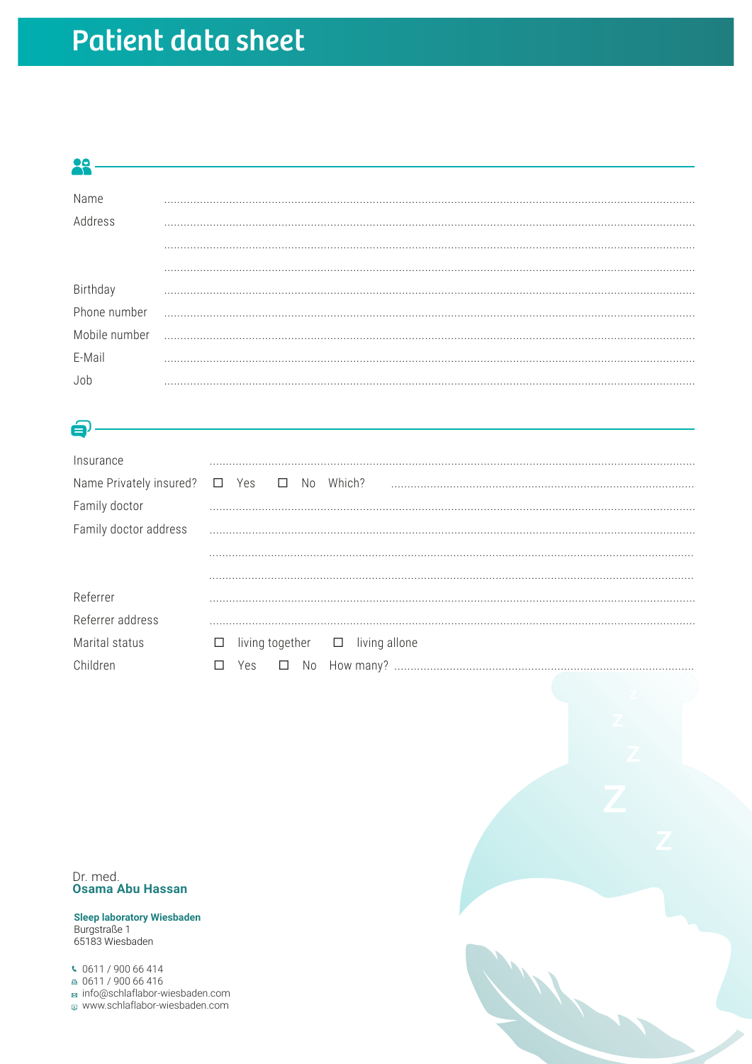# Patient data sheet

Name ..........................................................................................................

Address ..........................................................................................................

..........................................................................................................

..........................................................................................................

Birthday ..........................................................................................................

Phone number ..........................................................................................................

Mobile number ..........................................................................................................

E-Mail ..........................................................................................................

Job ..........................................................................................................

---

Insurance ..........................................................................................................

Name Privately insured? ☐ Yes ☐ No Which? ..........................................................................

Family doctor ..........................................................................................................

Family doctor address ..........................................................................................................

..........................................................................................................

..........................................................................................................

Referrer ..........................................................................................................

Referrer address ..........................................................................................................

Marital status ☐ living together ☐ living allone

Children ☐ Yes ☐ No How many? ..........................................................................

Dr. med.
**Osama Abu Hassan**

**Sleep laboratory Wiesbaden**
Burgstraße 1
65183 Wiesbaden

0611 / 900 66 414
0611 / 900 66 416
info@schlaflabor-wiesbaden.com
www.schlaflabor-wiesbaden.com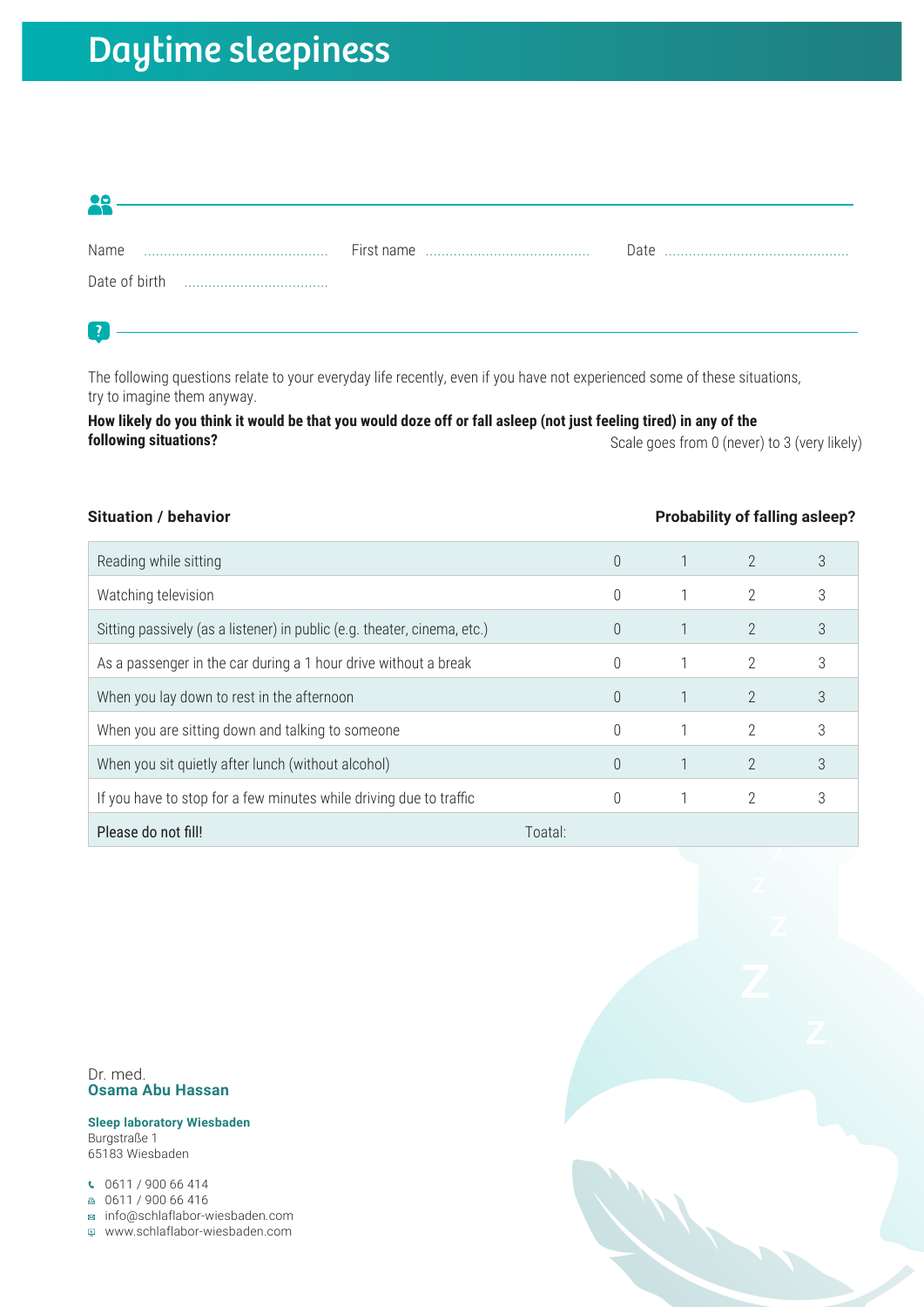# Daytime sleepiness

Name .............................................. First name .......................................... Date ..............................................

Date of birth ....................................

The following questions relate to your everyday life recently, even if you have not experienced some of these situations, try to imagine them anyway.

**How likely do you think it would be that you would doze off or fall asleep (not just feeling tired) in any of the following situations?**

Scale goes from 0 (never) to 3 (very likely)

| **Situation / behavior** | **Probability of falling asleep?** | | | |
|---|---|---|---|---|
| Reading while sitting | 0 | 1 | 2 | 3 |
| Watching television | 0 | 1 | 2 | 3 |
| Sitting passively (as a listener) in public (e.g. theater, cinema, etc.) | 0 | 1 | 2 | 3 |
| As a passenger in the car during a 1 hour drive without a break | 0 | 1 | 2 | 3 |
| When you lay down to rest in the afternoon | 0 | 1 | 2 | 3 |
| When you are sitting down and talking to someone | 0 | 1 | 2 | 3 |
| When you sit quietly after lunch (without alcohol) | 0 | 1 | 2 | 3 |
| If you have to stop for a few minutes while driving due to traffic | 0 | 1 | 2 | 3 |
| Please do not fill! Toatal: | | | | |

Dr. med.
**Osama Abu Hassan**

**Sleep laboratory Wiesbaden**
Burgstraße 1
65183 Wiesbaden

0611 / 900 66 414
0611 / 900 66 416
info@schlaflabor-wiesbaden.com
www.schlaflabor-wiesbaden.com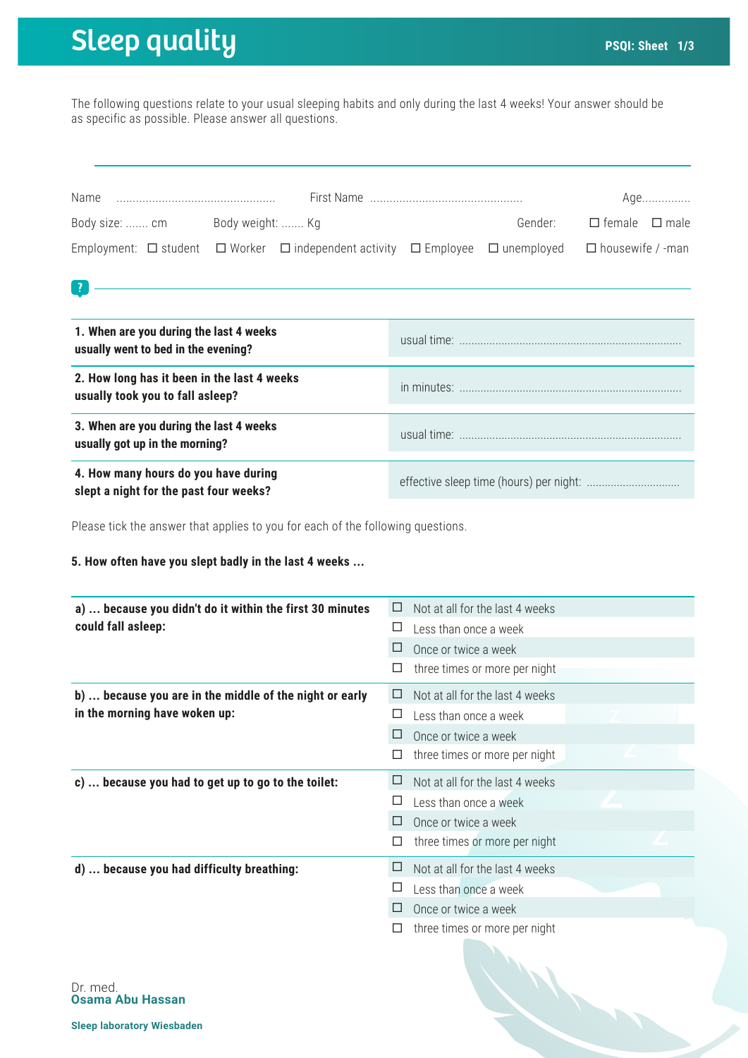# Sleep quality

The following questions relate to your usual sleeping habits and only during the last 4 weeks! Your answer should be as specific as possible. Please answer all questions.

Name ................................................ First Name ............................................... Age...............

Body size: ....... cm Body weight: ....... Kg Gender: ☐ female ☐ male

Employment: ☐ student ☐ Worker ☐ independent activity ☐ Employee ☐ unemployed ☐ housewife / -man

| | |
|---|---|
| **1. When are you during the last 4 weeks usually went to bed in the evening?** | usual time: ........................................................................ |
| **2. How long has it been in the last 4 weeks usually took you to fall asleep?** | in minutes: ........................................................................ |
| **3. When are you during the last 4 weeks usually got up in the morning?** | usual time: ........................................................................ |
| **4. How many hours do you have during slept a night for the past four weeks?** | effective sleep time (hours) per night: .............................. |

Please tick the answer that applies to you for each of the following questions.

**5. How often have you slept badly in the last 4 weeks ...**

| | |
|---|---|
| **a) ... because you didn't do it within the first 30 minutes could fall asleep:** | ☐ Not at all for the last 4 weeks<br>☐ Less than once a week<br>☐ Once or twice a week<br>☐ three times or more per night |
| **b) ... because you are in the middle of the night or early in the morning have woken up:** | ☐ Not at all for the last 4 weeks<br>☐ Less than once a week<br>☐ Once or twice a week<br>☐ three times or more per night |
| **c) ... because you had to get up to go to the toilet:** | ☐ Not at all for the last 4 weeks<br>☐ Less than once a week<br>☐ Once or twice a week<br>☐ three times or more per night |
| **d) ... because you had difficulty breathing:** | ☐ Not at all for the last 4 weeks<br>☐ Less than once a week<br>☐ Once or twice a week<br>☐ three times or more per night |

Dr. med.
**Osama Abu Hassan**

**Sleep laboratory Wiesbaden**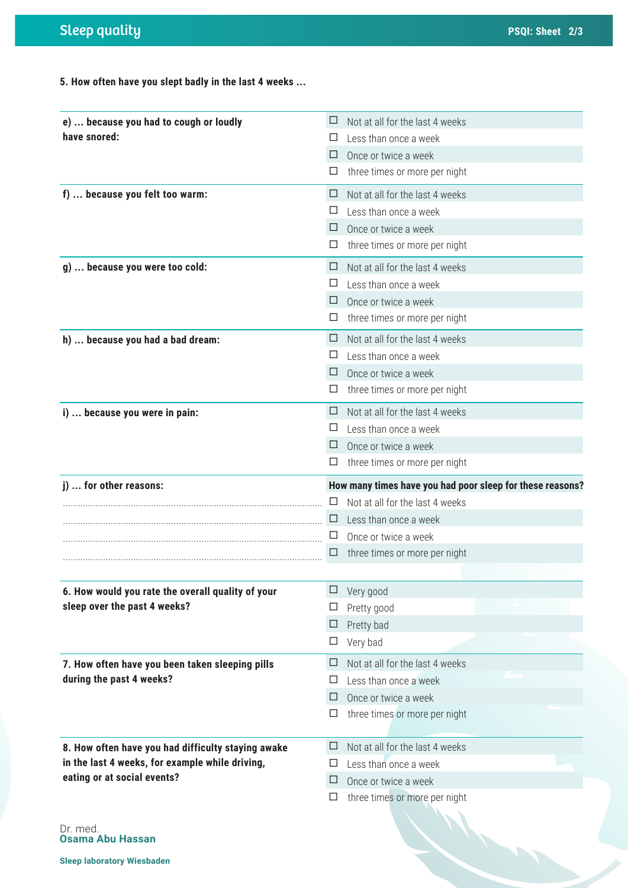**5. How often have you slept badly in the last 4 weeks ...**

| | |
|---|---|
| **e) ... because you had to cough or loudly have snored:** | ☐ Not at all for the last 4 weeks<br>☐ Less than once a week<br>☐ Once or twice a week<br>☐ three times or more per night |
| **f) ... because you felt too warm:** | ☐ Not at all for the last 4 weeks<br>☐ Less than once a week<br>☐ Once or twice a week<br>☐ three times or more per night |
| **g) ... because you were too cold:** | ☐ Not at all for the last 4 weeks<br>☐ Less than once a week<br>☐ Once or twice a week<br>☐ three times or more per night |
| **h) ... because you had a bad dream:** | ☐ Not at all for the last 4 weeks<br>☐ Less than once a week<br>☐ Once or twice a week<br>☐ three times or more per night |
| **i) ... because you were in pain:** | ☐ Not at all for the last 4 weeks<br>☐ Less than once a week<br>☐ Once or twice a week<br>☐ three times or more per night |
| **j) ... for other reasons:**<br>........................................<br>........................................<br>........................................<br>........................................ | **How many times have you had poor sleep for these reasons?**<br>☐ Not at all for the last 4 weeks<br>☐ Less than once a week<br>☐ Once or twice a week<br>☐ three times or more per night |
| **6. How would you rate the overall quality of your sleep over the past 4 weeks?** | ☐ Very good<br>☐ Pretty good<br>☐ Pretty bad<br>☐ Very bad |
| **7. How often have you been taken sleeping pills during the past 4 weeks?** | ☐ Not at all for the last 4 weeks<br>☐ Less than once a week<br>☐ Once or twice a week<br>☐ three times or more per night |
| **8. How often have you had difficulty staying awake in the last 4 weeks, for example while driving, eating or at social events?** | ☐ Not at all for the last 4 weeks<br>☐ Less than once a week<br>☐ Once or twice a week<br>☐ three times or more per night |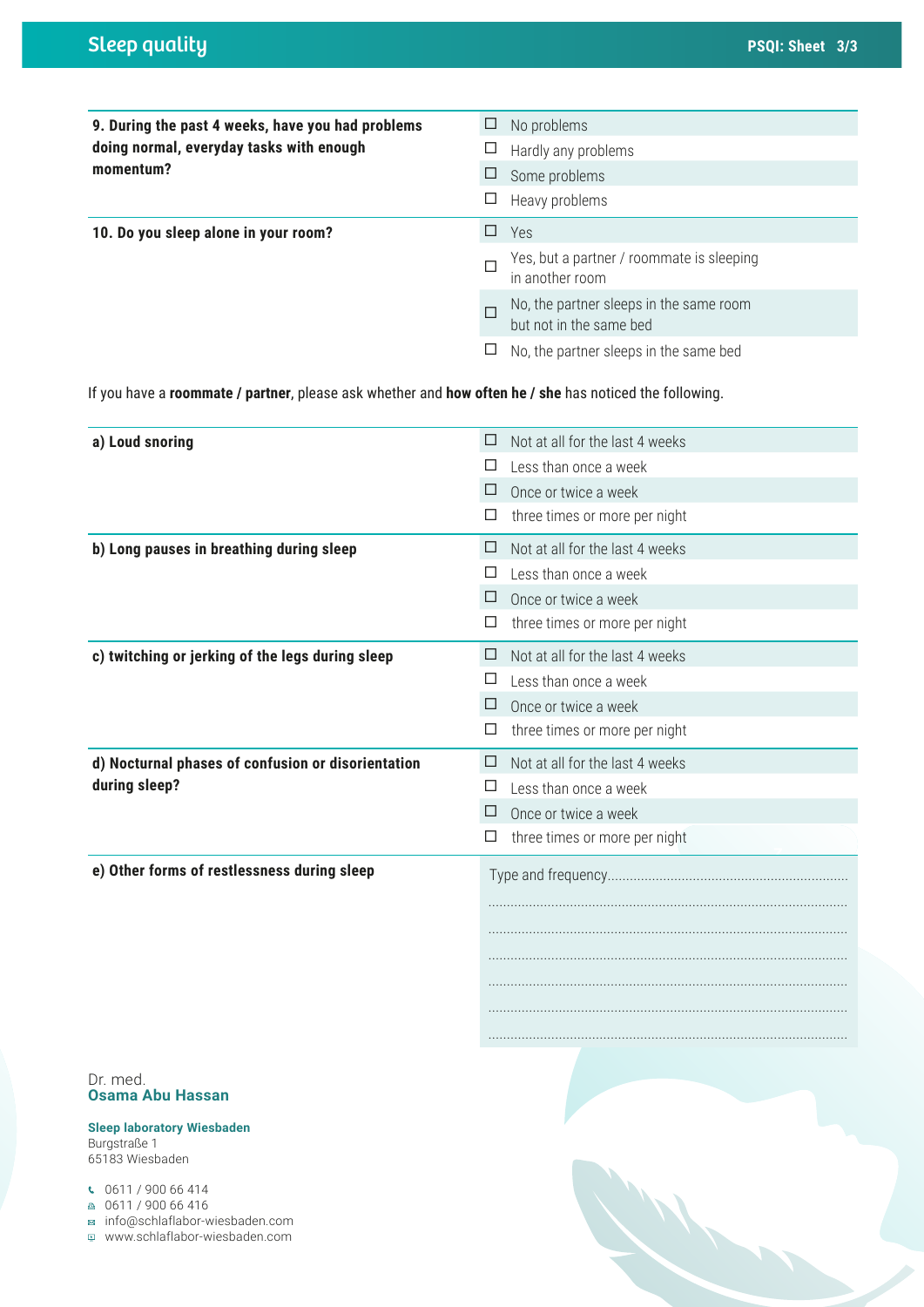| **9. During the past 4 weeks, have you had problems doing normal, everyday tasks with enough momentum?** | ☐ No problems<br>☐ Hardly any problems<br>☐ Some problems<br>☐ Heavy problems |
|---|---|
| **10. Do you sleep alone in your room?** | ☐ Yes<br>☐ Yes, but a partner / roommate is sleeping in another room<br>☐ No, the partner sleeps in the same room but not in the same bed<br>☐ No, the partner sleeps in the same bed |

If you have a **roommate / partner**, please ask whether and **how often he / she** has noticed the following.

| **a) Loud snoring** | ☐ Not at all for the last 4 weeks<br>☐ Less than once a week<br>☐ Once or twice a week<br>☐ three times or more per night |
|---|---|
| **b) Long pauses in breathing during sleep** | ☐ Not at all for the last 4 weeks<br>☐ Less than once a week<br>☐ Once or twice a week<br>☐ three times or more per night |
| **c) twitching or jerking of the legs during sleep** | ☐ Not at all for the last 4 weeks<br>☐ Less than once a week<br>☐ Once or twice a week<br>☐ three times or more per night |
| **d) Nocturnal phases of confusion or disorientation during sleep?** | ☐ Not at all for the last 4 weeks<br>☐ Less than once a week<br>☐ Once or twice a week<br>☐ three times or more per night |
| **e) Other forms of restlessness during sleep** | Type and frequency.......................................................<br>................................................................................<br>................................................................................<br>................................................................................<br>................................................................................<br>................................................................................<br>................................................................................ |

Dr. med.
**Osama Abu Hassan**

**Sleep laboratory Wiesbaden**
Burgstraße 1
65183 Wiesbaden

0611 / 900 66 414
0611 / 900 66 416
info@schlaflabor-wiesbaden.com
www.schlaflabor-wiesbaden.com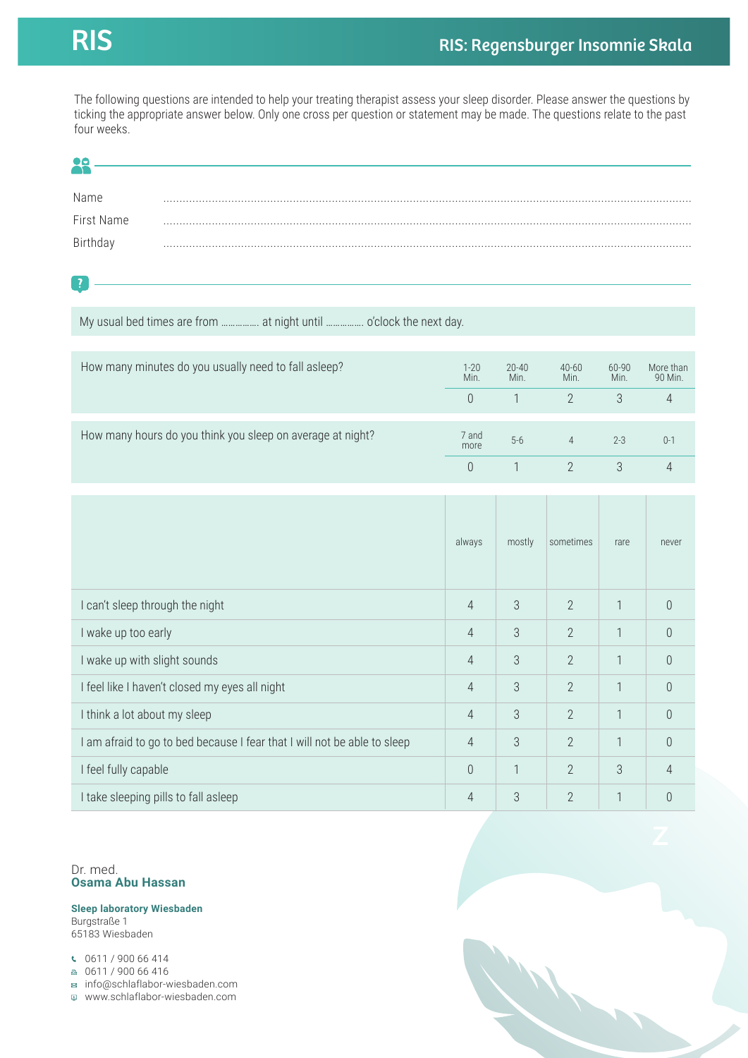# RIS

## RIS: Regensburger Insomnie Skala

The following questions are intended to help your treating therapist assess your sleep disorder. Please answer the questions by ticking the appropriate answer below. Only one cross per question or statement may be made. The questions relate to the past four weeks.

Name ..........................................................................

First Name ..........................................................................

Birthday ..........................................................................

My usual bed times are from ............... at night until ............... o'clock the next day.

| How many minutes do you usually need to fall asleep? | 1-20 Min. | 20-40 Min. | 40-60 Min. | 60-90 Min. | More than 90 Min. |
|---|---|---|---|---|---|
| | 0 | 1 | 2 | 3 | 4 |

| How many hours do you think you sleep on average at night? | 7 and more | 5-6 | 4 | 2-3 | 0-1 |
|---|---|---|---|---|---|
| | 0 | 1 | 2 | 3 | 4 |

| | always | mostly | sometimes | rare | never |
|---|---|---|---|---|---|
| I can't sleep through the night | 4 | 3 | 2 | 1 | 0 |
| I wake up too early | 4 | 3 | 2 | 1 | 0 |
| I wake up with slight sounds | 4 | 3 | 2 | 1 | 0 |
| I feel like I haven't closed my eyes all night | 4 | 3 | 2 | 1 | 0 |
| I think a lot about my sleep | 4 | 3 | 2 | 1 | 0 |
| I am afraid to go to bed because I fear that I will not be able to sleep | 4 | 3 | 2 | 1 | 0 |
| I feel fully capable | 0 | 1 | 2 | 3 | 4 |
| I take sleeping pills to fall asleep | 4 | 3 | 2 | 1 | 0 |

Dr. med.
**Osama Abu Hassan**

**Sleep laboratory Wiesbaden**
Burgstraße 1
65183 Wiesbaden

0611 / 900 66 414
0611 / 900 66 416
info@schlaflabor-wiesbaden.com
www.schlaflabor-wiesbaden.com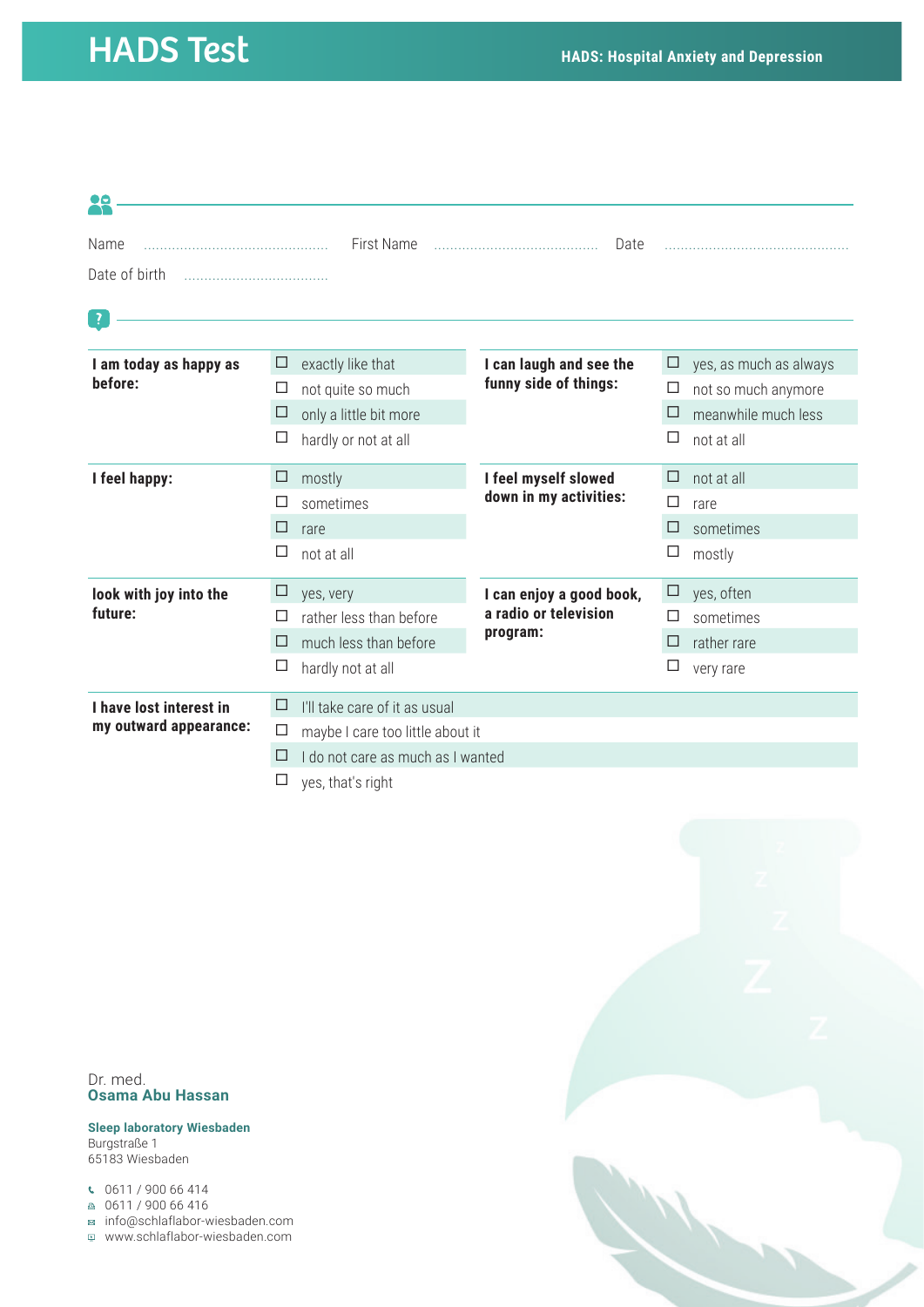# HADS Test

**HADS: Hospital Anxiety and Depression**

Name .............................................. First Name ........................................ Date ..............................................

Date of birth ....................................

| | | | |
|---|---|---|---|
| **I am today as happy as before:** | ☐ exactly like that<br>☐ not quite so much<br>☐ only a little bit more<br>☐ hardly or not at all | **I can laugh and see the funny side of things:** | ☐ yes, as much as always<br>☐ not so much anymore<br>☐ meanwhile much less<br>☐ not at all |
| **I feel happy:** | ☐ mostly<br>☐ sometimes<br>☐ rare<br>☐ not at all | **I feel myself slowed down in my activities:** | ☐ not at all<br>☐ rare<br>☐ sometimes<br>☐ mostly |
| **look with joy into the future:** | ☐ yes, very<br>☐ rather less than before<br>☐ much less than before<br>☐ hardly not at all | **I can enjoy a good book, a radio or television program:** | ☐ yes, often<br>☐ sometimes<br>☐ rather rare<br>☐ very rare |
| **I have lost interest in my outward appearance:** | ☐ I'll take care of it as usual<br>☐ maybe I care too little about it<br>☐ I do not care as much as I wanted<br>☐ yes, that's right | | |

Dr. med.
**Osama Abu Hassan**

**Sleep laboratory Wiesbaden**
Burgstraße 1
65183 Wiesbaden

0611 / 900 66 414
0611 / 900 66 416
info@schlaflabor-wiesbaden.com
www.schlaflabor-wiesbaden.com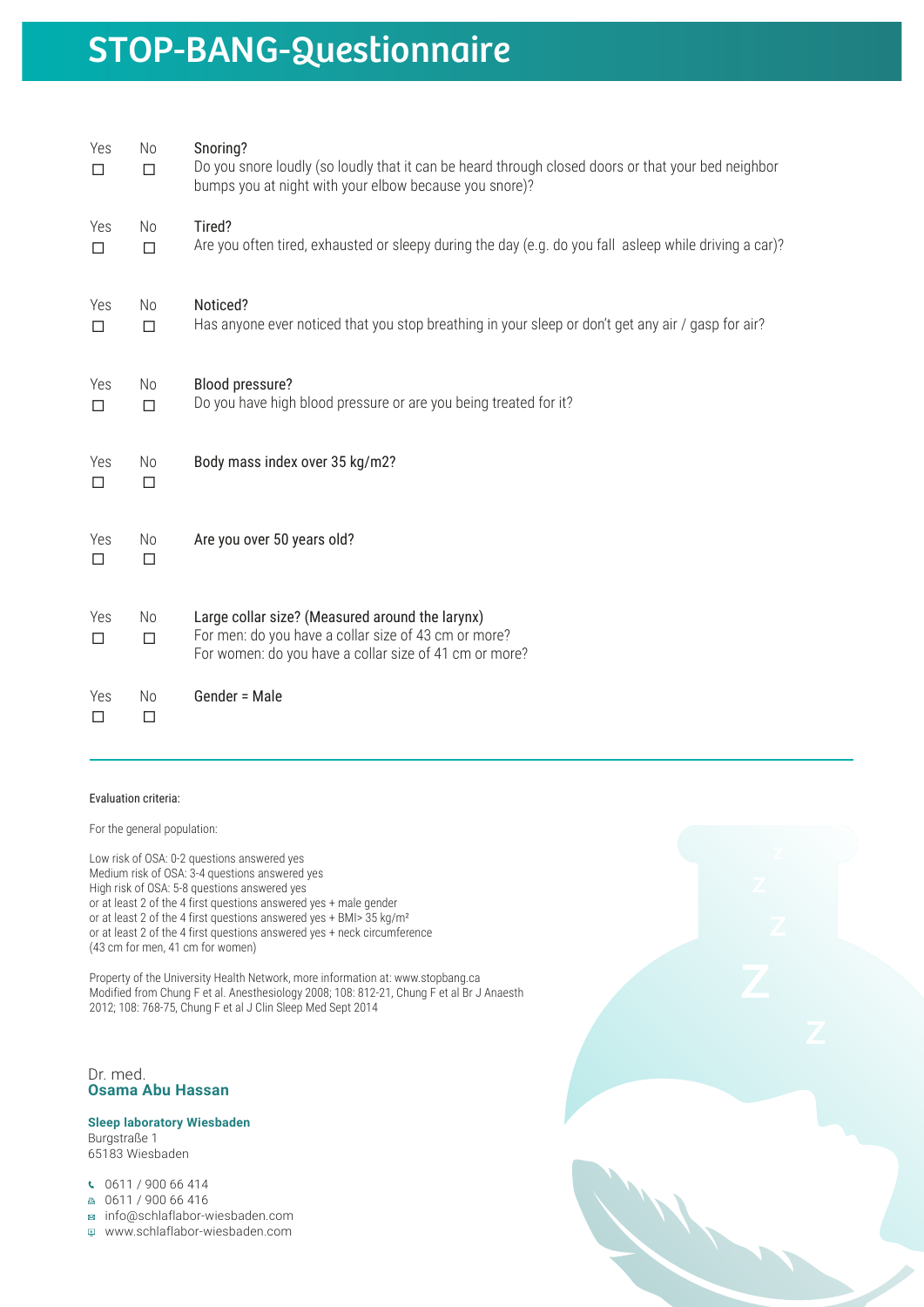# STOP-BANG-Questionnaire

| Yes | No | |
|---|---|---|
| ☐ | ☐ | **Snoring?** Do you snore loudly (so loudly that it can be heard through closed doors or that your bed neighbor bumps you at night with your elbow because you snore)? |
| ☐ | ☐ | **Tired?** Are you often tired, exhausted or sleepy during the day (e.g. do you fall asleep while driving a car)? |
| ☐ | ☐ | **Noticed?** Has anyone ever noticed that you stop breathing in your sleep or don't get any air / gasp for air? |
| ☐ | ☐ | **Blood pressure?** Do you have high blood pressure or are you being treated for it? |
| ☐ | ☐ | **Body mass index over 35 kg/m2?** |
| ☐ | ☐ | **Are you over 50 years old?** |
| ☐ | ☐ | **Large collar size? (Measured around the larynx)** For men: do you have a collar size of 43 cm or more? For women: do you have a collar size of 41 cm or more? |
| ☐ | ☐ | **Gender = Male** |

Evaluation criteria:

For the general population:

Low risk of OSA: 0-2 questions answered yes
Medium risk of OSA: 3-4 questions answered yes
High risk of OSA: 5-8 questions answered yes
or at least 2 of the 4 first questions answered yes + male gender
or at least 2 of the 4 first questions answered yes + BMI> 35 kg/m²
or at least 2 of the 4 first questions answered yes + neck circumference
(43 cm for men, 41 cm for women)

Property of the University Health Network, more information at: www.stopbang.ca
Modified from Chung F et al. Anesthesiology 2008; 108: 812-21, Chung F et al Br J Anaesth 2012; 108: 768-75, Chung F et al J Clin Sleep Med Sept 2014

Dr. med.
**Osama Abu Hassan**

**Sleep laboratory Wiesbaden**
Burgstraße 1
65183 Wiesbaden

0611 / 900 66 414
0611 / 900 66 416
info@schlaflabor-wiesbaden.com
www.schlaflabor-wiesbaden.com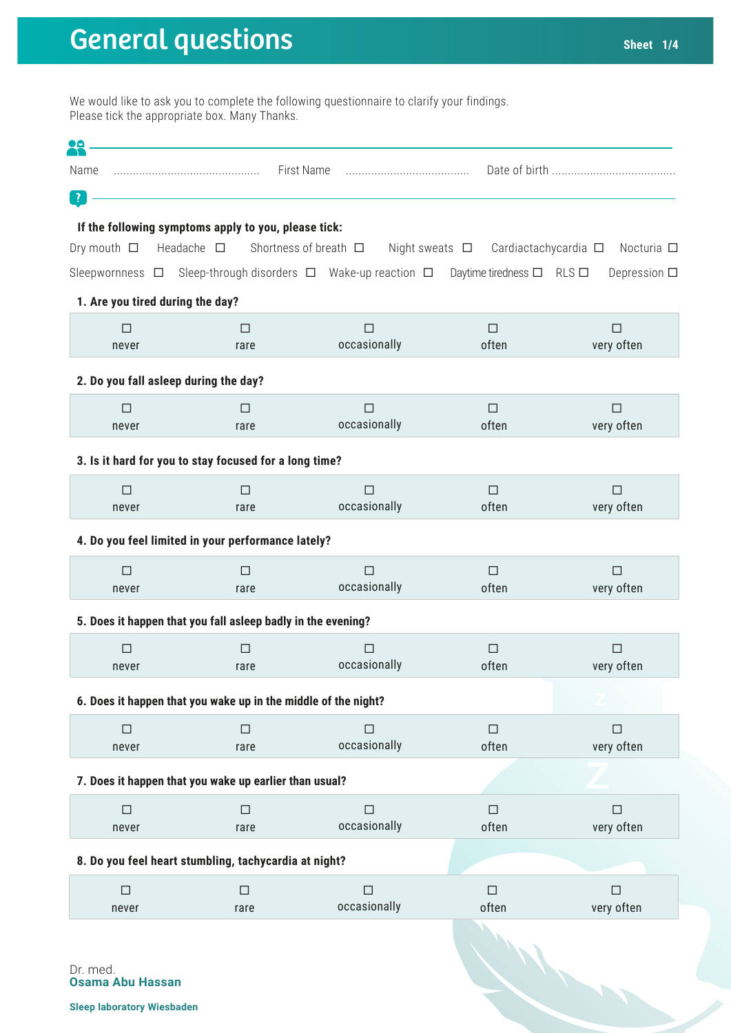# General questions

Sheet 1/4

We would like to ask you to complete the following questionnaire to clarify your findings.
Please tick the appropriate box. Many Thanks.

Name .............................................. First Name ...................................... Date of birth .......................................

**If the following symptoms apply to you, please tick:**

Dry mouth ☐ Headache ☐ Shortness of breath ☐ Night sweats ☐ Cardiactachycardia ☐ Nocturia ☐

Sleepwornness ☐ Sleep-through disorders ☐ Wake-up reaction ☐ Daytime tiredness ☐ RLS ☐ Depression ☐

**1. Are you tired during the day?**

| ☐ never | ☐ rare | ☐ occasionally | ☐ often | ☐ very often |
|---|---|---|---|---|

**2. Do you fall asleep during the day?**

| ☐ never | ☐ rare | ☐ occasionally | ☐ often | ☐ very often |
|---|---|---|---|---|

**3. Is it hard for you to stay focused for a long time?**

| ☐ never | ☐ rare | ☐ occasionally | ☐ often | ☐ very often |
|---|---|---|---|---|

**4. Do you feel limited in your performance lately?**

| ☐ never | ☐ rare | ☐ occasionally | ☐ often | ☐ very often |
|---|---|---|---|---|

**5. Does it happen that you fall asleep badly in the evening?**

| ☐ never | ☐ rare | ☐ occasionally | ☐ often | ☐ very often |
|---|---|---|---|---|

**6. Does it happen that you wake up in the middle of the night?**

| ☐ never | ☐ rare | ☐ occasionally | ☐ often | ☐ very often |
|---|---|---|---|---|

**7. Does it happen that you wake up earlier than usual?**

| ☐ never | ☐ rare | ☐ occasionally | ☐ often | ☐ very often |
|---|---|---|---|---|

**8. Do you feel heart stumbling, tachycardia at night?**

| ☐ never | ☐ rare | ☐ occasionally | ☐ often | ☐ very often |
|---|---|---|---|---|

Dr. med.
**Osama Abu Hassan**

**Sleep laboratory Wiesbaden**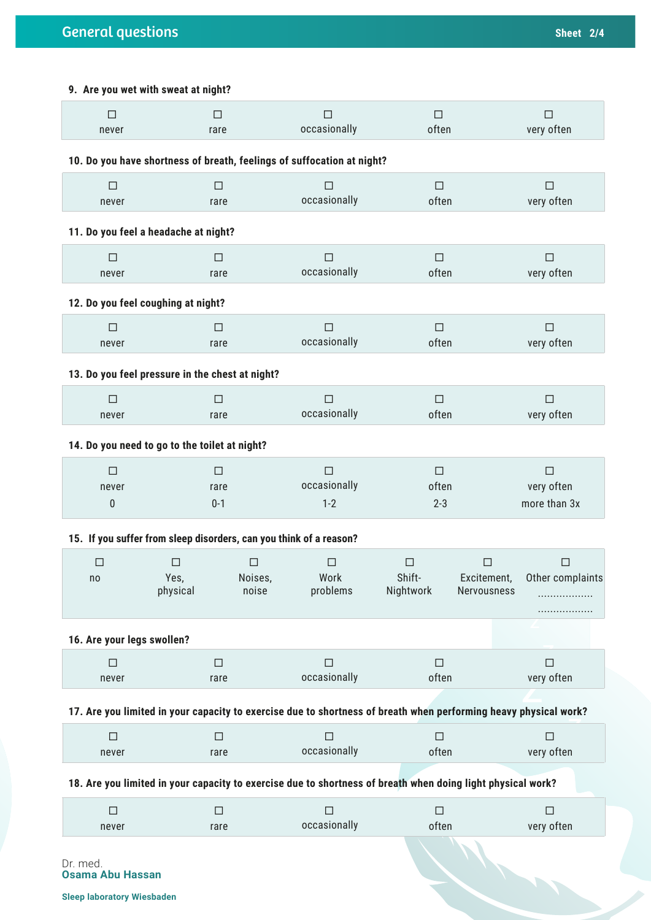## General questions

**9. Are you wet with sweat at night?**

| ☐ never | ☐ rare | ☐ occasionally | ☐ often | ☐ very often |
|---|---|---|---|---|

**10. Do you have shortness of breath, feelings of suffocation at night?**

| ☐ never | ☐ rare | ☐ occasionally | ☐ often | ☐ very often |
|---|---|---|---|---|

**11. Do you feel a headache at night?**

| ☐ never | ☐ rare | ☐ occasionally | ☐ often | ☐ very often |
|---|---|---|---|---|

**12. Do you feel coughing at night?**

| ☐ never | ☐ rare | ☐ occasionally | ☐ often | ☐ very often |
|---|---|---|---|---|

**13. Do you feel pressure in the chest at night?**

| ☐ never | ☐ rare | ☐ occasionally | ☐ often | ☐ very often |
|---|---|---|---|---|

**14. Do you need to go to the toilet at night?**

| ☐ never | ☐ rare | ☐ occasionally | ☐ often | ☐ very often |
|---|---|---|---|---|
| 0 | 0-1 | 1-2 | 2-3 | more than 3x |

**15. If you suffer from sleep disorders, can you think of a reason?**

| ☐ no | ☐ Yes, physical | ☐ Noises, noise | ☐ Work problems | ☐ Shift-Nightwork | ☐ Excitement, Nervousness | ☐ Other complaints .................. .................. |
|---|---|---|---|---|---|---|

**16. Are your legs swollen?**

| ☐ never | ☐ rare | ☐ occasionally | ☐ often | ☐ very often |
|---|---|---|---|---|

**17. Are you limited in your capacity to exercise due to shortness of breath when performing heavy physical work?**

| ☐ never | ☐ rare | ☐ occasionally | ☐ often | ☐ very often |
|---|---|---|---|---|

**18. Are you limited in your capacity to exercise due to shortness of breath when doing light physical work?**

| ☐ never | ☐ rare | ☐ occasionally | ☐ often | ☐ very often |
|---|---|---|---|---|

Dr. med.
**Osama Abu Hassan**

**Sleep laboratory Wiesbaden**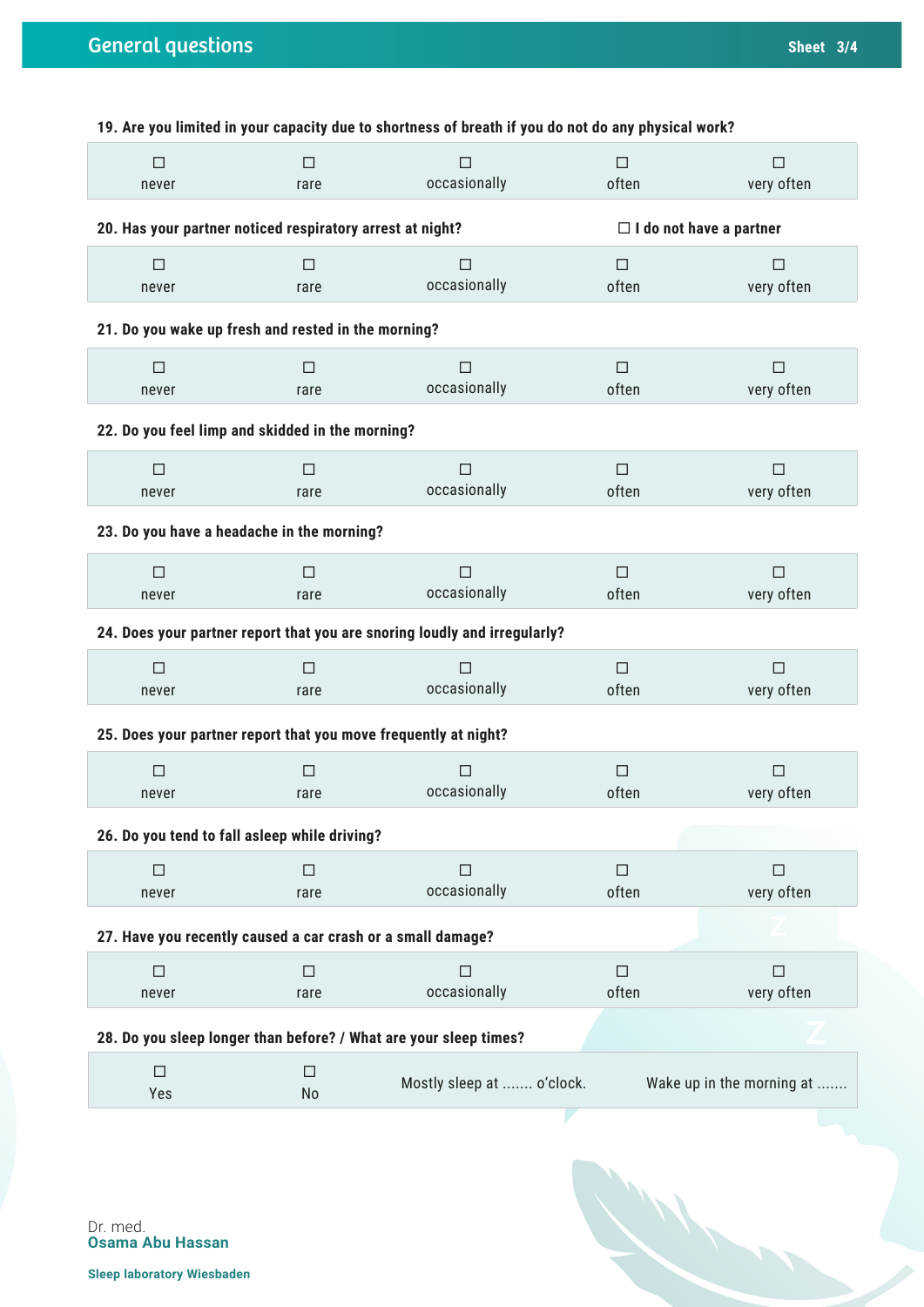## General questions

**19. Are you limited in your capacity due to shortness of breath if you do not do any physical work?**

| ☐ never | ☐ rare | ☐ occasionally | ☐ often | ☐ very often |
|---|---|---|---|---|

**20. Has your partner noticed respiratory arrest at night?** ☐ **I do not have a partner**

| ☐ never | ☐ rare | ☐ occasionally | ☐ often | ☐ very often |
|---|---|---|---|---|

**21. Do you wake up fresh and rested in the morning?**

| ☐ never | ☐ rare | ☐ occasionally | ☐ often | ☐ very often |
|---|---|---|---|---|

**22. Do you feel limp and skidded in the morning?**

| ☐ never | ☐ rare | ☐ occasionally | ☐ often | ☐ very often |
|---|---|---|---|---|

**23. Do you have a headache in the morning?**

| ☐ never | ☐ rare | ☐ occasionally | ☐ often | ☐ very often |
|---|---|---|---|---|

**24. Does your partner report that you are snoring loudly and irregularly?**

| ☐ never | ☐ rare | ☐ occasionally | ☐ often | ☐ very often |
|---|---|---|---|---|

**25. Does your partner report that you move frequently at night?**

| ☐ never | ☐ rare | ☐ occasionally | ☐ often | ☐ very often |
|---|---|---|---|---|

**26. Do you tend to fall asleep while driving?**

| ☐ never | ☐ rare | ☐ occasionally | ☐ often | ☐ very often |
|---|---|---|---|---|

**27. Have you recently caused a car crash or a small damage?**

| ☐ never | ☐ rare | ☐ occasionally | ☐ often | ☐ very often |
|---|---|---|---|---|

**28. Do you sleep longer than before? / What are your sleep times?**

| ☐ Yes | ☐ No | Mostly sleep at ....... o'clock. | Wake up in the morning at ....... |
|---|---|---|---|

Dr. med.
**Osama Abu Hassan**

**Sleep laboratory Wiesbaden**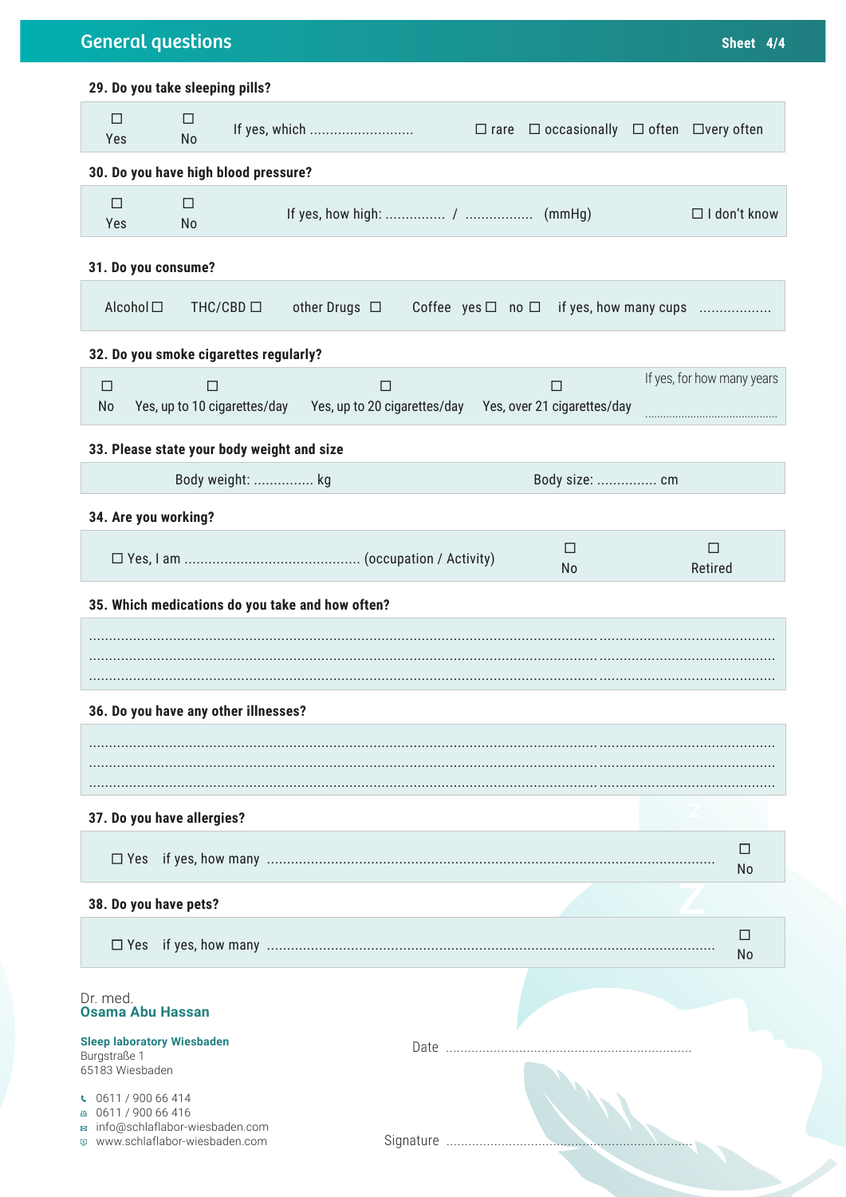## General questions

Sheet 4/4

**29. Do you take sleeping pills?**

☐ Yes ☐ No  If yes, which .......................... ☐ rare ☐ occasionally ☐ often ☐very often

**30. Do you have high blood pressure?**

☐ Yes ☐ No  If yes, how high: ............... / ................. (mmHg) ☐ I don't know

**31. Do you consume?**

Alcohol ☐  THC/CBD ☐  other Drugs ☐  Coffee yes ☐ no ☐  if yes, how many cups ..................

**32. Do you smoke cigarettes regularly?**

☐ No  ☐ Yes, up to 10 cigarettes/day  ☐ Yes, up to 20 cigarettes/day  ☐ Yes, over 21 cigarettes/day  If yes, for how many years ..........................................

**33. Please state your body weight and size**

Body weight: ............... kg  Body size: ............... cm

**34. Are you working?**

☐ Yes, I am ........................................... (occupation / Activity)  ☐ No  ☐ Retired

**35. Which medications do you take and how often?**

.....................................................................................................................................................................

.....................................................................................................................................................................

.....................................................................................................................................................................

**36. Do you have any other illnesses?**

.....................................................................................................................................................................

.....................................................................................................................................................................

.....................................................................................................................................................................

**37. Do you have allergies?**

☐ Yes  if yes, how many ..........................................................................................................  ☐ No

**38. Do you have pets?**

☐ Yes  if yes, how many ..........................................................................................................  ☐ No

Dr. med.
**Osama Abu Hassan**

**Sleep laboratory Wiesbaden**
Burgstraße 1
65183 Wiesbaden

0611 / 900 66 414
0611 / 900 66 416
info@schlaflabor-wiesbaden.com
www.schlaflabor-wiesbaden.com

Date ....................................................................

Signature ....................................................................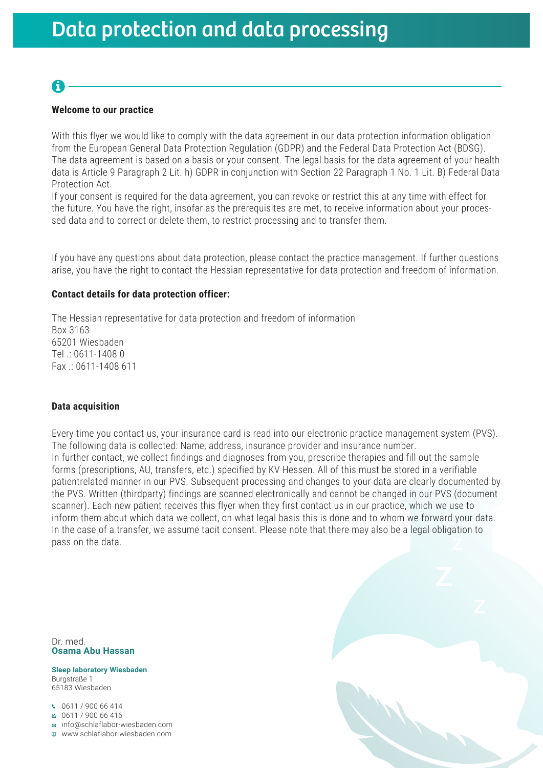# Data protection and data processing

### Welcome to our practice

With this flyer we would like to comply with the data agreement in our data protection information obligation from the European General Data Protection Regulation (GDPR) and the Federal Data Protection Act (BDSG). The data agreement is based on a basis or your consent. The legal basis for the data agreement of your health data is Article 9 Paragraph 2 Lit. h) GDPR in conjunction with Section 22 Paragraph 1 No. 1 Lit. B) Federal Data Protection Act.
If your consent is required for the data agreement, you can revoke or restrict this at any time with effect for the future. You have the right, insofar as the prerequisites are met, to receive information about your processed data and to correct or delete them, to restrict processing and to transfer them.

If you have any questions about data protection, please contact the practice management. If further questions arise, you have the right to contact the Hessian representative for data protection and freedom of information.

### Contact details for data protection officer:

The Hessian representative for data protection and freedom of information
Box 3163
65201 Wiesbaden
Tel .: 0611-1408 0
Fax .: 0611-1408 611

### Data acquisition

Every time you contact us, your insurance card is read into our electronic practice management system (PVS). The following data is collected: Name, address, insurance provider and insurance number.
In further contact, we collect findings and diagnoses from you, prescribe therapies and fill out the sample forms (prescriptions, AU, transfers, etc.) specified by KV Hessen. All of this must be stored in a verifiable patientrelated manner in our PVS. Subsequent processing and changes to your data are clearly documented by the PVS. Written (thirdparty) findings are scanned electronically and cannot be changed in our PVS (document scanner). Each new patient receives this flyer when they first contact us in our practice, which we use to inform them about which data we collect, on what legal basis this is done and to whom we forward your data. In the case of a transfer, we assume tacit consent. Please note that there may also be a legal obligation to pass on the data.

Dr. med.
**Osama Abu Hassan**

**Sleep laboratory Wiesbaden**
Burgstraße 1
65183 Wiesbaden

0611 / 900 66 414
0611 / 900 66 416
info@schlaflabor-wiesbaden.com
www.schlaflabor-wiesbaden.com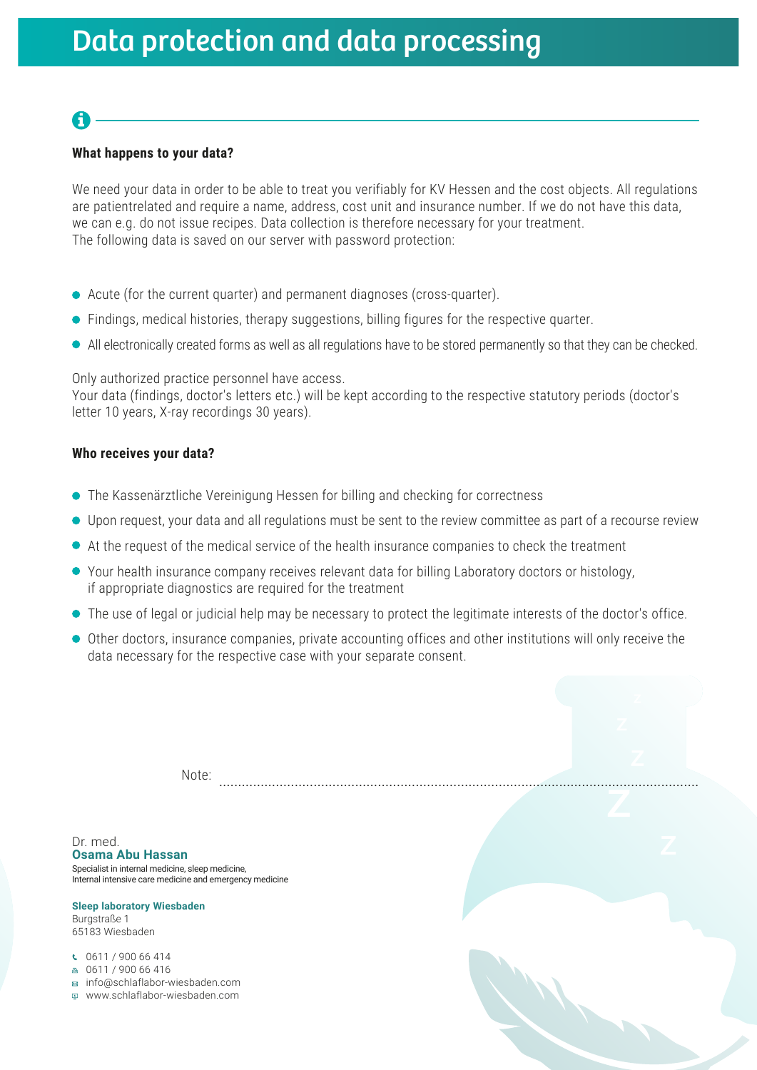# Data protection and data processing

### What happens to your data?

We need your data in order to be able to treat you verifiably for KV Hessen and the cost objects. All regulations are patientrelated and require a name, address, cost unit and insurance number. If we do not have this data, we can e.g. do not issue recipes. Data collection is therefore necessary for your treatment.
The following data is saved on our server with password protection:

- Acute (for the current quarter) and permanent diagnoses (cross-quarter).
- Findings, medical histories, therapy suggestions, billing figures for the respective quarter.
- All electronically created forms as well as all regulations have to be stored permanently so that they can be checked.

Only authorized practice personnel have access.
Your data (findings, doctor's letters etc.) will be kept according to the respective statutory periods (doctor's letter 10 years, X-ray recordings 30 years).

### Who receives your data?

- The Kassenärztliche Vereinigung Hessen for billing and checking for correctness
- Upon request, your data and all regulations must be sent to the review committee as part of a recourse review
- At the request of the medical service of the health insurance companies to check the treatment
- Your health insurance company receives relevant data for billing Laboratory doctors or histology, if appropriate diagnostics are required for the treatment
- The use of legal or judicial help may be necessary to protect the legitimate interests of the doctor's office.
- Other doctors, insurance companies, private accounting offices and other institutions will only receive the data necessary for the respective case with your separate consent.

Note: ..............................................................................................................................

Dr. med.
**Osama Abu Hassan**
Specialist in internal medicine, sleep medicine,
Internal intensive care medicine and emergency medicine

**Sleep laboratory Wiesbaden**
Burgstraße 1
65183 Wiesbaden

0611 / 900 66 414
0611 / 900 66 416
info@schlaflabor-wiesbaden.com
www.schlaflabor-wiesbaden.com